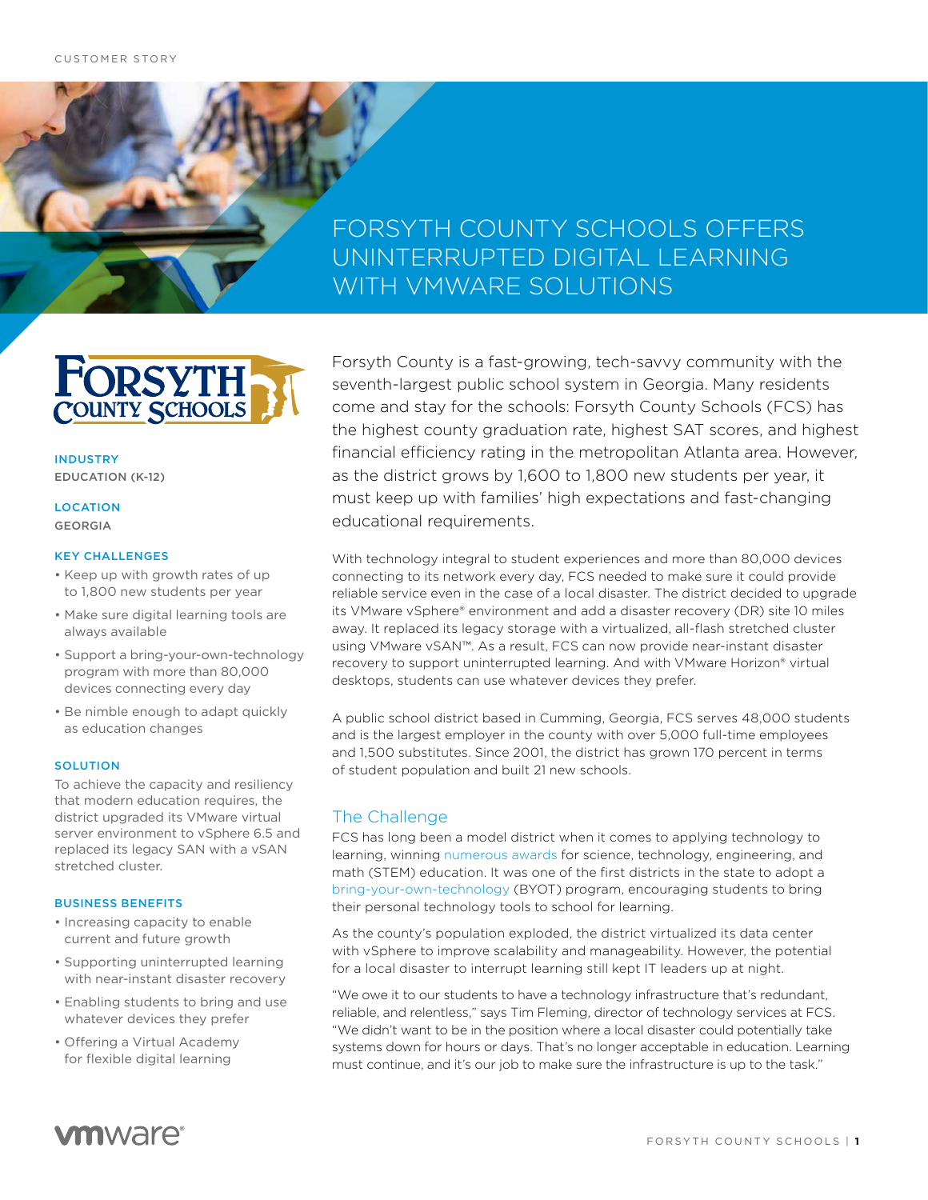CUSTOMER STORY

# FORSYTH COUNTY SCHOOLS OFFERS UNINTERRUPTED DIGITAL LEARNING WITH VMWARE SOLUTIONS

Forsyth County is a fast-growing, tech-savvy community with the seventh-largest public school system in Georgia. Many residents come and stay for the schools: Forsyth County Schools (FCS) has the highest county graduation rate, highest SAT scores, and highest financial efficiency rating in the metropolitan Atlanta area. However, as the district grows by 1,600 to 1,800 new students per year, it must keep up with families' high expectations and fast-changing educational requirements.

With technology integral to student experiences and more than 80,000 devices connecting to its network every day, FCS needed to make sure it could provide reliable service even in the case of a local disaster. The district decided to upgrade its VMware vSphere® environment and add a disaster recovery (DR) site 10 miles away. It replaced its legacy storage with a virtualized, all-flash stretched cluster using VMware vSAN™. As a result, FCS can now provide near-instant disaster recovery to support uninterrupted learning. And with VMware Horizon® virtual desktops, students can use whatever devices they prefer.

A public school district based in Cumming, Georgia, FCS serves 48,000 students and is the largest employer in the county with over 5,000 full-time employees and 1,500 substitutes. Since 2001, the district has grown 170 percent in terms of student population and built 21 new schools.

**INDUSTRY**
EDUCATION (K-12)

**LOCATION**
GEORGIA

**KEY CHALLENGES**

- Keep up with growth rates of up to 1,800 new students per year
- Make sure digital learning tools are always available
- Support a bring-your-own-technology program with more than 80,000 devices connecting every day
- Be nimble enough to adapt quickly as education changes

**SOLUTION**

To achieve the capacity and resiliency that modern education requires, the district upgraded its VMware virtual server environment to vSphere 6.5 and replaced its legacy SAN with a vSAN stretched cluster.

**BUSINESS BENEFITS**

- Increasing capacity to enable current and future growth
- Supporting uninterrupted learning with near-instant disaster recovery
- Enabling students to bring and use whatever devices they prefer
- Offering a Virtual Academy for flexible digital learning

## The Challenge

FCS has long been a model district when it comes to applying technology to learning, winning numerous awards for science, technology, engineering, and math (STEM) education. It was one of the first districts in the state to adopt a bring-your-own-technology (BYOT) program, encouraging students to bring their personal technology tools to school for learning.

As the county's population exploded, the district virtualized its data center with vSphere to improve scalability and manageability. However, the potential for a local disaster to interrupt learning still kept IT leaders up at night.

"We owe it to our students to have a technology infrastructure that's redundant, reliable, and relentless," says Tim Fleming, director of technology services at FCS. "We didn't want to be in the position where a local disaster could potentially take systems down for hours or days. That's no longer acceptable in education. Learning must continue, and it's our job to make sure the infrastructure is up to the task."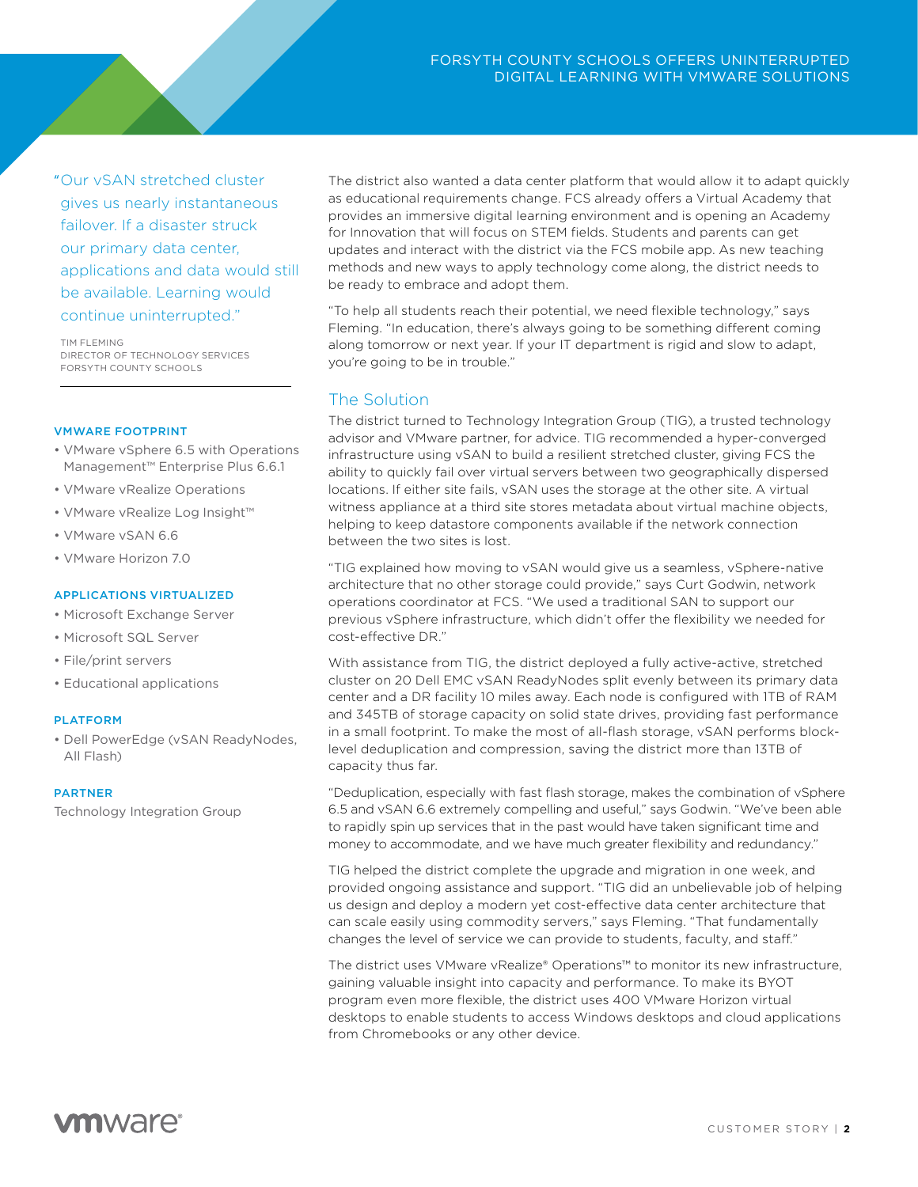> "Our vSAN stretched cluster gives us nearly instantaneous failover. If a disaster struck our primary data center, applications and data would still be available. Learning would continue uninterrupted."
>
> TIM FLEMING
> DIRECTOR OF TECHNOLOGY SERVICES
> FORSYTH COUNTY SCHOOLS

**VMWARE FOOTPRINT**

- VMware vSphere 6.5 with Operations Management™ Enterprise Plus 6.6.1
- VMware vRealize Operations
- VMware vRealize Log Insight™
- VMware vSAN 6.6
- VMware Horizon 7.0

**APPLICATIONS VIRTUALIZED**

- Microsoft Exchange Server
- Microsoft SQL Server
- File/print servers
- Educational applications

**PLATFORM**

- Dell PowerEdge (vSAN ReadyNodes, All Flash)

**PARTNER**

Technology Integration Group

The district also wanted a data center platform that would allow it to adapt quickly as educational requirements change. FCS already offers a Virtual Academy that provides an immersive digital learning environment and is opening an Academy for Innovation that will focus on STEM fields. Students and parents can get updates and interact with the district via the FCS mobile app. As new teaching methods and new ways to apply technology come along, the district needs to be ready to embrace and adopt them.

"To help all students reach their potential, we need flexible technology," says Fleming. "In education, there's always going to be something different coming along tomorrow or next year. If your IT department is rigid and slow to adapt, you're going to be in trouble."

## The Solution

The district turned to Technology Integration Group (TIG), a trusted technology advisor and VMware partner, for advice. TIG recommended a hyper-converged infrastructure using vSAN to build a resilient stretched cluster, giving FCS the ability to quickly fail over virtual servers between two geographically dispersed locations. If either site fails, vSAN uses the storage at the other site. A virtual witness appliance at a third site stores metadata about virtual machine objects, helping to keep datastore components available if the network connection between the two sites is lost.

"TIG explained how moving to vSAN would give us a seamless, vSphere-native architecture that no other storage could provide," says Curt Godwin, network operations coordinator at FCS. "We used a traditional SAN to support our previous vSphere infrastructure, which didn't offer the flexibility we needed for cost-effective DR."

With assistance from TIG, the district deployed a fully active-active, stretched cluster on 20 Dell EMC vSAN ReadyNodes split evenly between its primary data center and a DR facility 10 miles away. Each node is configured with 1TB of RAM and 345TB of storage capacity on solid state drives, providing fast performance in a small footprint. To make the most of all-flash storage, vSAN performs block-level deduplication and compression, saving the district more than 13TB of capacity thus far.

"Deduplication, especially with fast flash storage, makes the combination of vSphere 6.5 and vSAN 6.6 extremely compelling and useful," says Godwin. "We've been able to rapidly spin up services that in the past would have taken significant time and money to accommodate, and we have much greater flexibility and redundancy."

TIG helped the district complete the upgrade and migration in one week, and provided ongoing assistance and support. "TIG did an unbelievable job of helping us design and deploy a modern yet cost-effective data center architecture that can scale easily using commodity servers," says Fleming. "That fundamentally changes the level of service we can provide to students, faculty, and staff."

The district uses VMware vRealize® Operations™ to monitor its new infrastructure, gaining valuable insight into capacity and performance. To make its BYOT program even more flexible, the district uses 400 VMware Horizon virtual desktops to enable students to access Windows desktops and cloud applications from Chromebooks or any other device.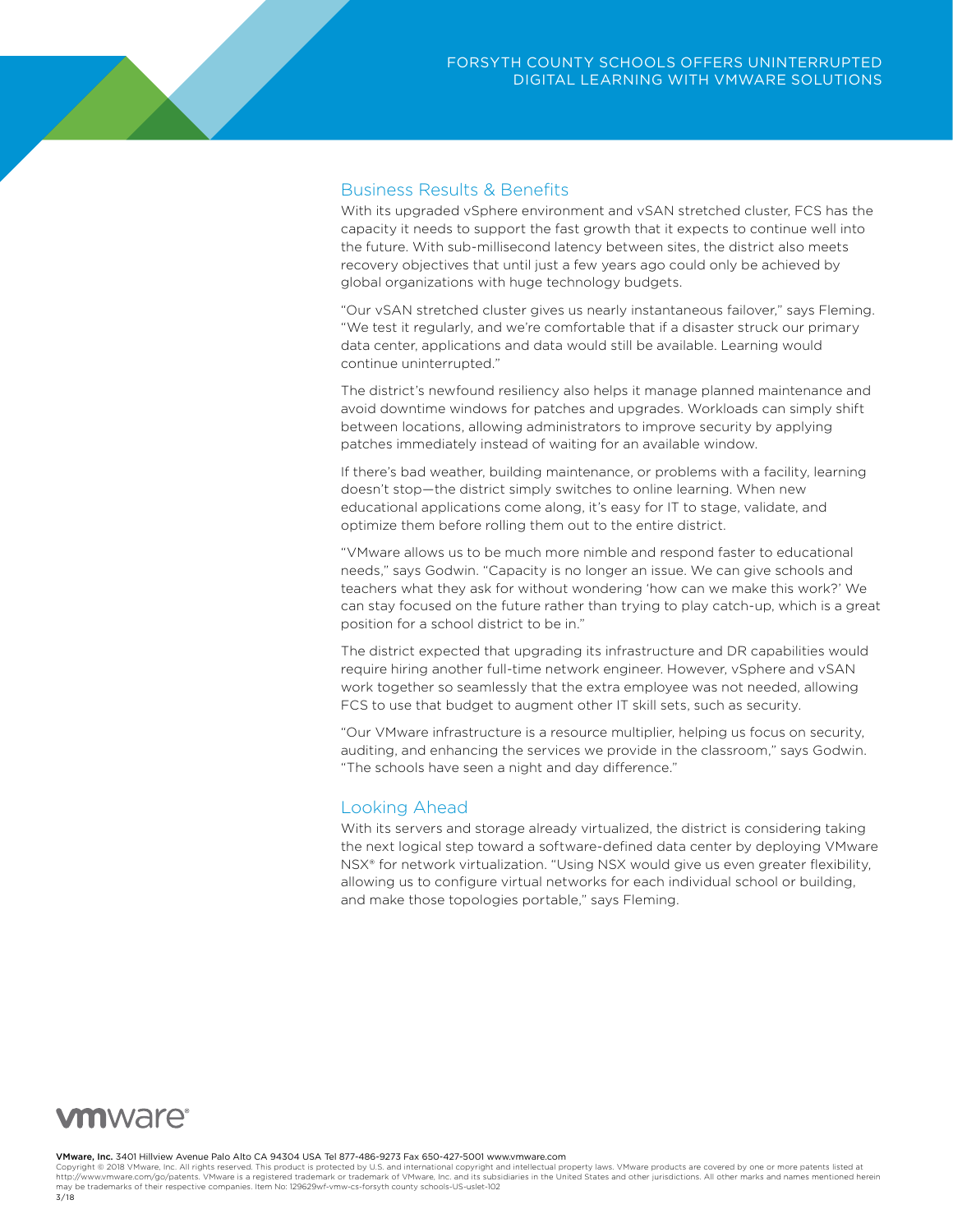## Business Results & Benefits

With its upgraded vSphere environment and vSAN stretched cluster, FCS has the capacity it needs to support the fast growth that it expects to continue well into the future. With sub-millisecond latency between sites, the district also meets recovery objectives that until just a few years ago could only be achieved by global organizations with huge technology budgets.

"Our vSAN stretched cluster gives us nearly instantaneous failover," says Fleming. "We test it regularly, and we're comfortable that if a disaster struck our primary data center, applications and data would still be available. Learning would continue uninterrupted."

The district's newfound resiliency also helps it manage planned maintenance and avoid downtime windows for patches and upgrades. Workloads can simply shift between locations, allowing administrators to improve security by applying patches immediately instead of waiting for an available window.

If there's bad weather, building maintenance, or problems with a facility, learning doesn't stop—the district simply switches to online learning. When new educational applications come along, it's easy for IT to stage, validate, and optimize them before rolling them out to the entire district.

"VMware allows us to be much more nimble and respond faster to educational needs," says Godwin. "Capacity is no longer an issue. We can give schools and teachers what they ask for without wondering 'how can we make this work?' We can stay focused on the future rather than trying to play catch-up, which is a great position for a school district to be in."

The district expected that upgrading its infrastructure and DR capabilities would require hiring another full-time network engineer. However, vSphere and vSAN work together so seamlessly that the extra employee was not needed, allowing FCS to use that budget to augment other IT skill sets, such as security.

"Our VMware infrastructure is a resource multiplier, helping us focus on security, auditing, and enhancing the services we provide in the classroom," says Godwin. "The schools have seen a night and day difference."

## Looking Ahead

With its servers and storage already virtualized, the district is considering taking the next logical step toward a software-defined data center by deploying VMware NSX® for network virtualization. "Using NSX would give us even greater flexibility, allowing us to configure virtual networks for each individual school or building, and make those topologies portable," says Fleming.

**VMware, Inc.** 3401 Hillview Avenue Palo Alto CA 94304 USA Tel 877-486-9273 Fax 650-427-5001 www.vmware.com
Copyright © 2018 VMware, Inc. All rights reserved. This product is protected by U.S. and international copyright and intellectual property laws. VMware products are covered by one or more patents listed at http://www.vmware.com/go/patents. VMware is a registered trademark or trademark of VMware, Inc. and its subsidiaries in the United States and other jurisdictions. All other marks and names mentioned herein may be trademarks of their respective companies. Item No: 129629wf-vmw-cs-forsyth county schools-US-uslet-102
3/18